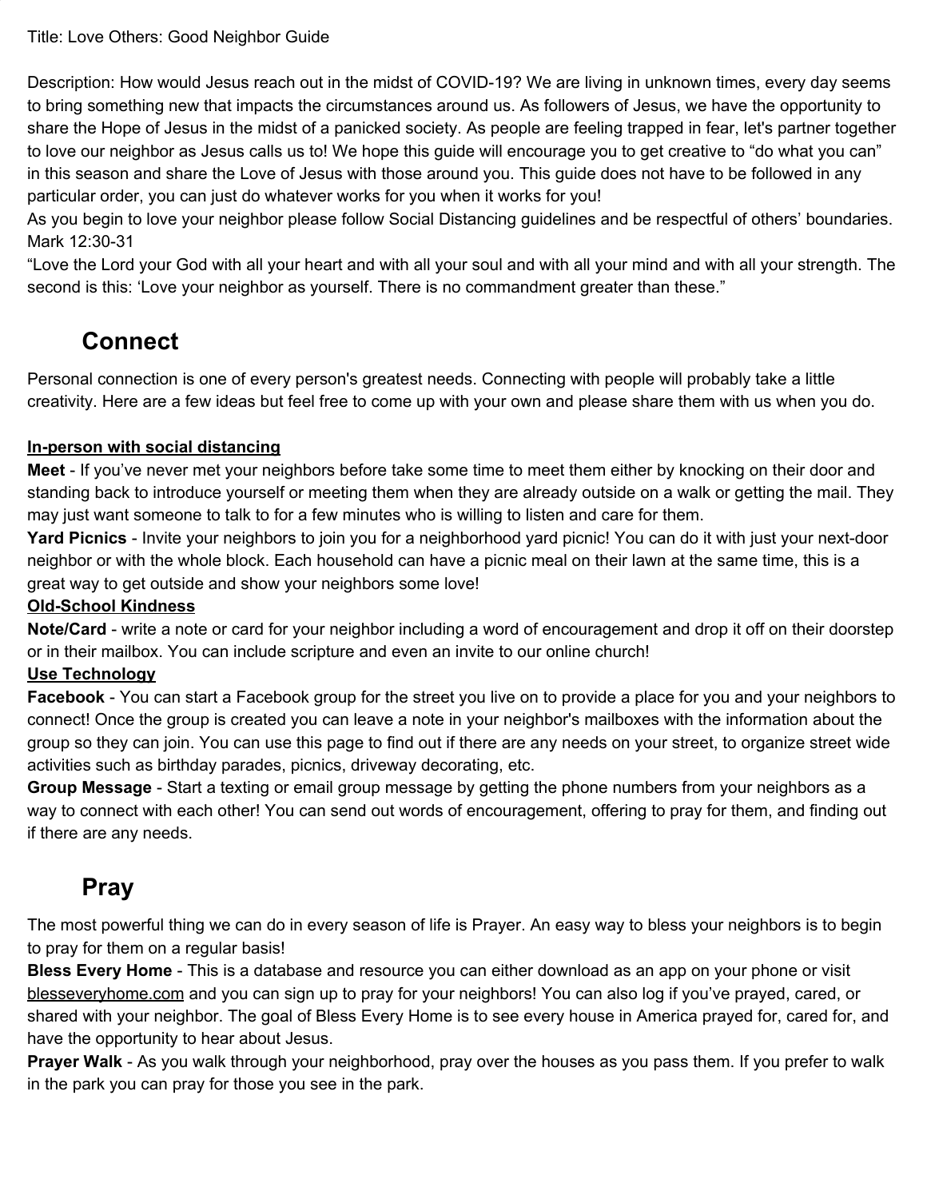Title: Love Others: Good Neighbor Guide

Description: How would Jesus reach out in the midst of COVID-19? We are living in unknown times, every day seems to bring something new that impacts the circumstances around us. As followers of Jesus, we have the opportunity to share the Hope of Jesus in the midst of a panicked society. As people are feeling trapped in fear, let's partner together to love our neighbor as Jesus calls us to! We hope this guide will encourage you to get creative to “do what you can” in this season and share the Love of Jesus with those around you. This guide does not have to be followed in any particular order, you can just do whatever works for you when it works for you!

As you begin to love your neighbor please follow Social Distancing guidelines and be respectful of others’ boundaries.

Mark 12:30-31

“Love the Lord your God with all your heart and with all your soul and with all your mind and with all your strength. The second is this: ‘Love your neighbor as yourself. There is no commandment greater than these.”

## Connect

Personal connection is one of every person's greatest needs. Connecting with people will probably take a little creativity. Here are a few ideas but feel free to come up with your own and please share them with us when you do.

**In-person with social distancing**

**Meet** - If you’ve never met your neighbors before take some time to meet them either by knocking on their door and standing back to introduce yourself or meeting them when they are already outside on a walk or getting the mail. They may just want someone to talk to for a few minutes who is willing to listen and care for them.

**Yard Picnics** - Invite your neighbors to join you for a neighborhood yard picnic! You can do it with just your next-door neighbor or with the whole block. Each household can have a picnic meal on their lawn at the same time, this is a great way to get outside and show your neighbors some love!

**Old-School Kindness**

**Note/Card** - write a note or card for your neighbor including a word of encouragement and drop it off on their doorstep or in their mailbox. You can include scripture and even an invite to our online church!

**Use Technology**

**Facebook** - You can start a Facebook group for the street you live on to provide a place for you and your neighbors to connect! Once the group is created you can leave a note in your neighbor's mailboxes with the information about the group so they can join. You can use this page to find out if there are any needs on your street, to organize street wide activities such as birthday parades, picnics, driveway decorating, etc.

**Group Message** - Start a texting or email group message by getting the phone numbers from your neighbors as a way to connect with each other! You can send out words of encouragement, offering to pray for them, and finding out if there are any needs.

## Pray

The most powerful thing we can do in every season of life is Prayer. An easy way to bless your neighbors is to begin to pray for them on a regular basis!

**Bless Every Home** - This is a database and resource you can either download as an app on your phone or visit blesseveryhome.com and you can sign up to pray for your neighbors! You can also log if you’ve prayed, cared, or shared with your neighbor. The goal of Bless Every Home is to see every house in America prayed for, cared for, and have the opportunity to hear about Jesus.

**Prayer Walk** - As you walk through your neighborhood, pray over the houses as you pass them. If you prefer to walk in the park you can pray for those you see in the park.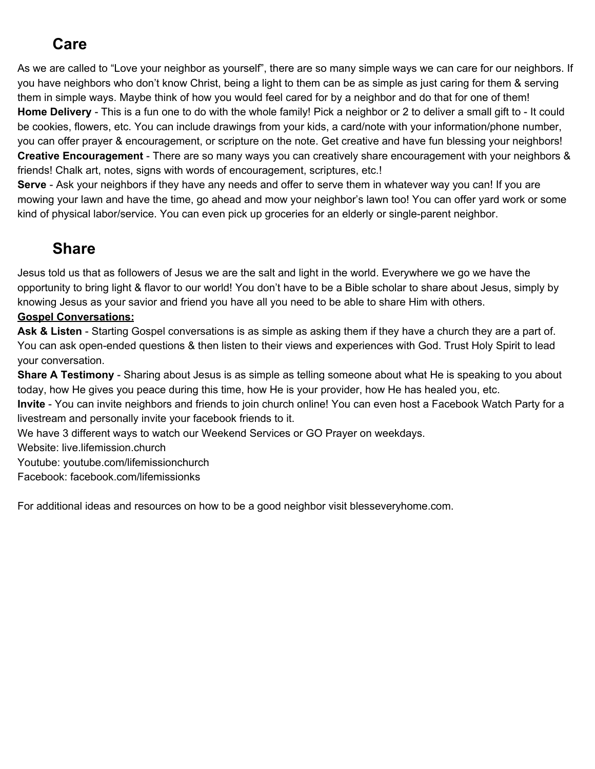## Care

As we are called to "Love your neighbor as yourself", there are so many simple ways we can care for our neighbors. If you have neighbors who don't know Christ, being a light to them can be as simple as just caring for them & serving them in simple ways. Maybe think of how you would feel cared for by a neighbor and do that for one of them!

**Home Delivery** - This is a fun one to do with the whole family! Pick a neighbor or 2 to deliver a small gift to - It could be cookies, flowers, etc. You can include drawings from your kids, a card/note with your information/phone number, you can offer prayer & encouragement, or scripture on the note. Get creative and have fun blessing your neighbors!

**Creative Encouragement** - There are so many ways you can creatively share encouragement with your neighbors & friends! Chalk art, notes, signs with words of encouragement, scriptures, etc.!

**Serve** - Ask your neighbors if they have any needs and offer to serve them in whatever way you can! If you are mowing your lawn and have the time, go ahead and mow your neighbor's lawn too! You can offer yard work or some kind of physical labor/service. You can even pick up groceries for an elderly or single-parent neighbor.

## Share

Jesus told us that as followers of Jesus we are the salt and light in the world. Everywhere we go we have the opportunity to bring light & flavor to our world! You don't have to be a Bible scholar to share about Jesus, simply by knowing Jesus as your savior and friend you have all you need to be able to share Him with others.

**<u>Gospel Conversations:</u>**

**Ask & Listen** - Starting Gospel conversations is as simple as asking them if they have a church they are a part of. You can ask open-ended questions & then listen to their views and experiences with God. Trust Holy Spirit to lead your conversation.

**Share A Testimony** - Sharing about Jesus is as simple as telling someone about what He is speaking to you about today, how He gives you peace during this time, how He is your provider, how He has healed you, etc.

**Invite** - You can invite neighbors and friends to join church online! You can even host a Facebook Watch Party for a livestream and personally invite your facebook friends to it.

We have 3 different ways to watch our Weekend Services or GO Prayer on weekdays.

Website: live.lifemission.church

Youtube: youtube.com/lifemissionchurch

Facebook: facebook.com/lifemissionks

For additional ideas and resources on how to be a good neighbor visit blesseveryhome.com.